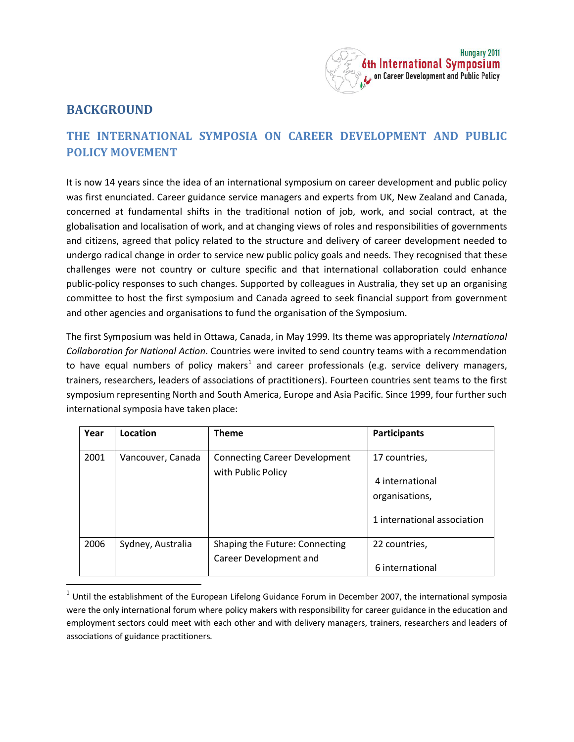# BACKGROUND

## THE INTERNATIONAL SYMPOSIA ON CAREER DEVELOPMENT AND PUBLIC POLICY MOVEMENT

It is now 14 years since the idea of an international symposium on career development and public policy was first enunciated. Career guidance service managers and experts from UK, New Zealand and Canada, concerned at fundamental shifts in the traditional notion of job, work, and social contract, at the globalisation and localisation of work, and at changing views of roles and responsibilities of governments and citizens, agreed that policy related to the structure and delivery of career development needed to undergo radical change in order to service new public policy goals and needs. They recognised that these challenges were not country or culture specific and that international collaboration could enhance public-policy responses to such changes. Supported by colleagues in Australia, they set up an organising committee to host the first symposium and Canada agreed to seek financial support from government and other agencies and organisations to fund the organisation of the Symposium.

The first Symposium was held in Ottawa, Canada, in May 1999. Its theme was appropriately *International Collaboration for National Action*. Countries were invited to send country teams with a recommendation to have equal numbers of policy makers[1] and career professionals (e.g. service delivery managers, trainers, researchers, leaders of associations of practitioners). Fourteen countries sent teams to the first symposium representing North and South America, Europe and Asia Pacific. Since 1999, four further such international symposia have taken place:

| Year | Location | Theme | Participants |
|---|---|---|---|
| 2001 | Vancouver, Canada | Connecting Career Development with Public Policy | 17 countries, 4 international organisations, 1 international association |
| 2006 | Sydney, Australia | Shaping the Future: Connecting Career Development and | 22 countries, 6 international |

[1] Until the establishment of the European Lifelong Guidance Forum in December 2007, the international symposia were the only international forum where policy makers with responsibility for career guidance in the education and employment sectors could meet with each other and with delivery managers, trainers, researchers and leaders of associations of guidance practitioners.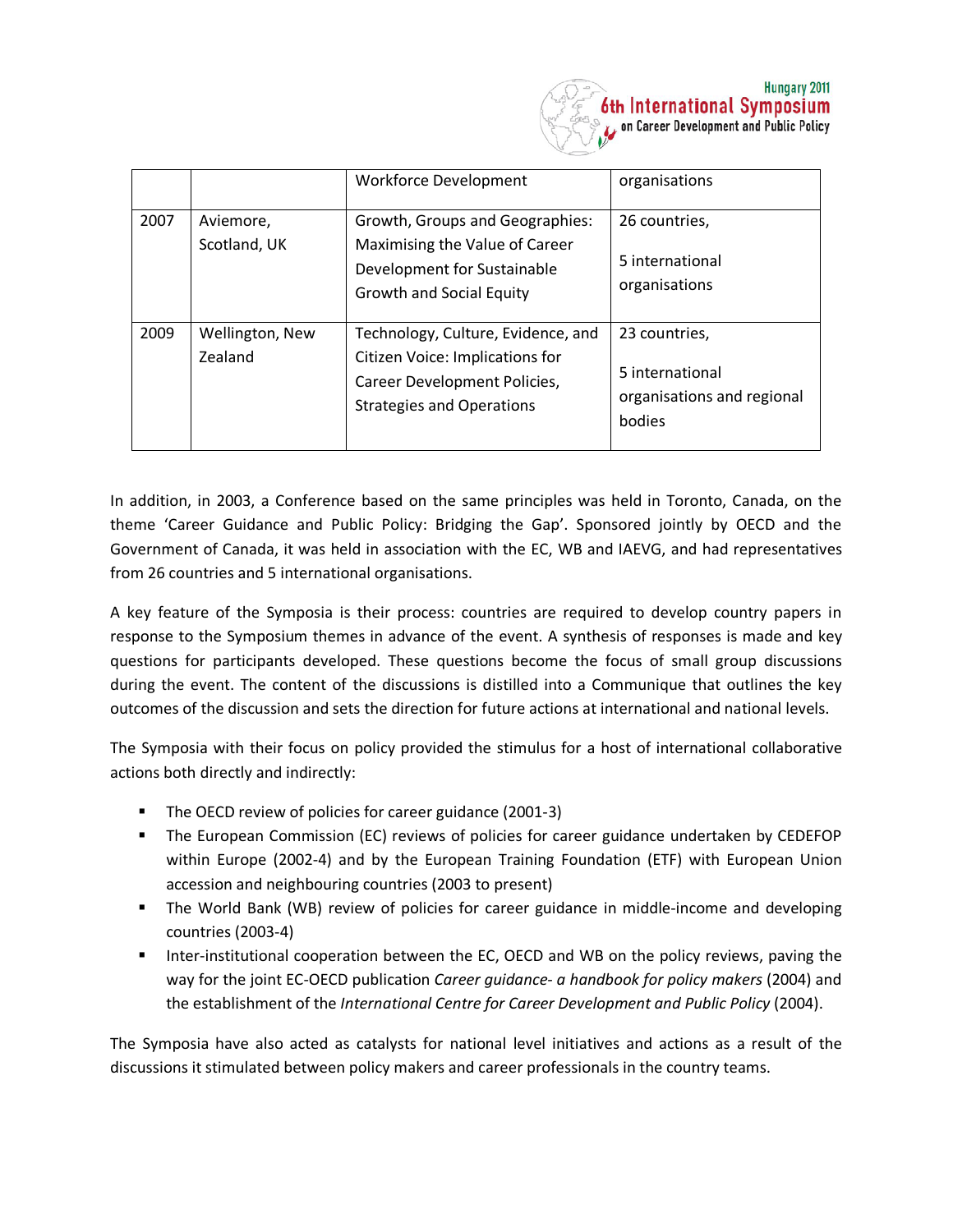| | | Workforce Development | organisations |
|---|---|---|---|
| 2007 | Aviemore, Scotland, UK | Growth, Groups and Geographies: Maximising the Value of Career Development for Sustainable Growth and Social Equity | 26 countries, 5 international organisations |
| 2009 | Wellington, New Zealand | Technology, Culture, Evidence, and Citizen Voice: Implications for Career Development Policies, Strategies and Operations | 23 countries, 5 international organisations and regional bodies |

In addition, in 2003, a Conference based on the same principles was held in Toronto, Canada, on the theme 'Career Guidance and Public Policy: Bridging the Gap'. Sponsored jointly by OECD and the Government of Canada, it was held in association with the EC, WB and IAEVG, and had representatives from 26 countries and 5 international organisations.

A key feature of the Symposia is their process: countries are required to develop country papers in response to the Symposium themes in advance of the event. A synthesis of responses is made and key questions for participants developed. These questions become the focus of small group discussions during the event. The content of the discussions is distilled into a Communique that outlines the key outcomes of the discussion and sets the direction for future actions at international and national levels.

The Symposia with their focus on policy provided the stimulus for a host of international collaborative actions both directly and indirectly:

- The OECD review of policies for career guidance (2001-3)
- The European Commission (EC) reviews of policies for career guidance undertaken by CEDEFOP within Europe (2002-4) and by the European Training Foundation (ETF) with European Union accession and neighbouring countries (2003 to present)
- The World Bank (WB) review of policies for career guidance in middle-income and developing countries (2003-4)
- Inter-institutional cooperation between the EC, OECD and WB on the policy reviews, paving the way for the joint EC-OECD publication *Career guidance- a handbook for policy makers* (2004) and the establishment of the *International Centre for Career Development and Public Policy* (2004).

The Symposia have also acted as catalysts for national level initiatives and actions as a result of the discussions it stimulated between policy makers and career professionals in the country teams.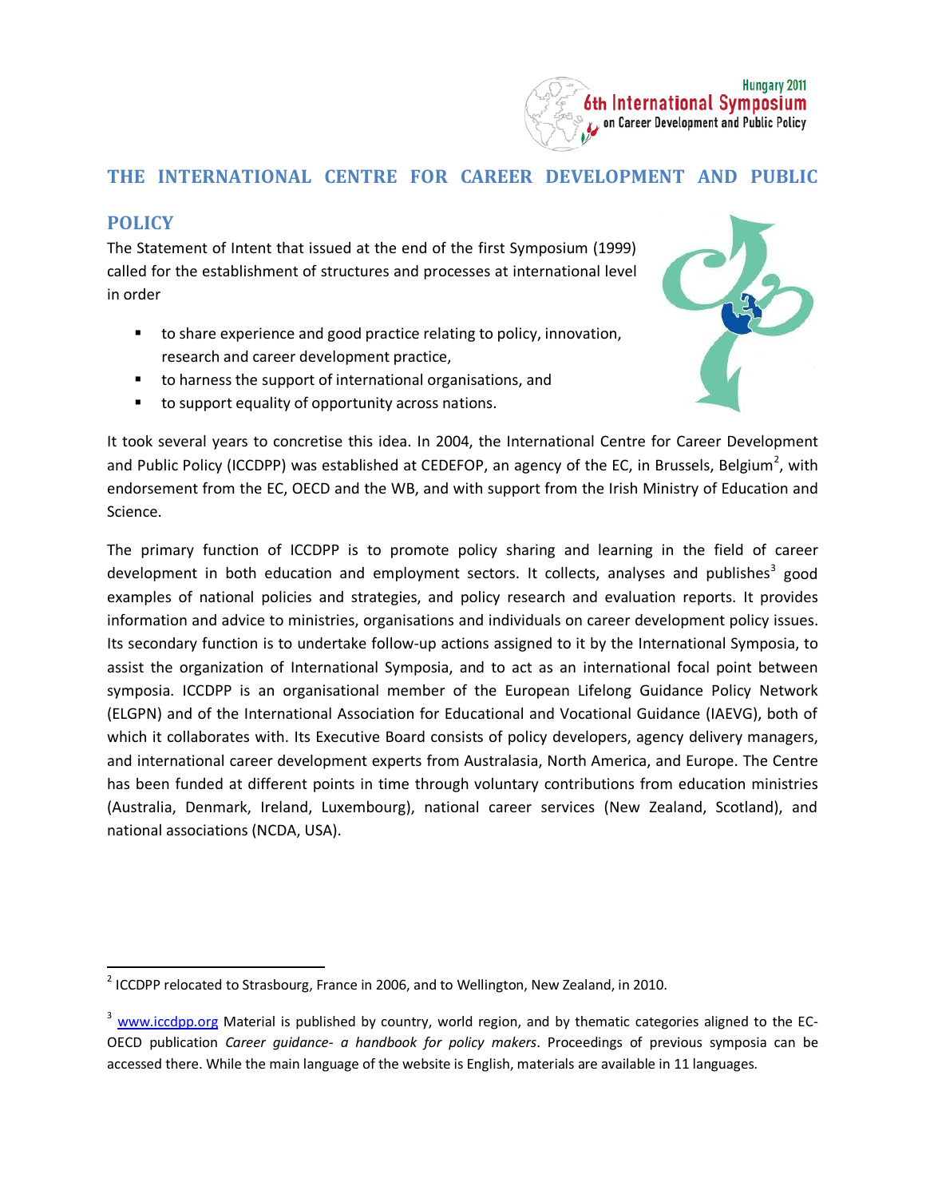# THE INTERNATIONAL CENTRE FOR CAREER DEVELOPMENT AND PUBLIC POLICY

The Statement of Intent that issued at the end of the first Symposium (1999) called for the establishment of structures and processes at international level in order

- to share experience and good practice relating to policy, innovation, research and career development practice,
- to harness the support of international organisations, and
- to support equality of opportunity across nations.

It took several years to concretise this idea. In 2004, the International Centre for Career Development and Public Policy (ICCDPP) was established at CEDEFOP, an agency of the EC, in Brussels, Belgium[2], with endorsement from the EC, OECD and the WB, and with support from the Irish Ministry of Education and Science.

The primary function of ICCDPP is to promote policy sharing and learning in the field of career development in both education and employment sectors. It collects, analyses and publishes[3] good examples of national policies and strategies, and policy research and evaluation reports. It provides information and advice to ministries, organisations and individuals on career development policy issues. Its secondary function is to undertake follow-up actions assigned to it by the International Symposia, to assist the organization of International Symposia, and to act as an international focal point between symposia. ICCDPP is an organisational member of the European Lifelong Guidance Policy Network (ELGPN) and of the International Association for Educational and Vocational Guidance (IAEVG), both of which it collaborates with. Its Executive Board consists of policy developers, agency delivery managers, and international career development experts from Australasia, North America, and Europe. The Centre has been funded at different points in time through voluntary contributions from education ministries (Australia, Denmark, Ireland, Luxembourg), national career services (New Zealand, Scotland), and national associations (NCDA, USA).

---

[2] ICCDPP relocated to Strasbourg, France in 2006, and to Wellington, New Zealand, in 2010.

[3] www.iccdpp.org Material is published by country, world region, and by thematic categories aligned to the EC-OECD publication *Career guidance- a handbook for policy makers*. Proceedings of previous symposia can be accessed there. While the main language of the website is English, materials are available in 11 languages.